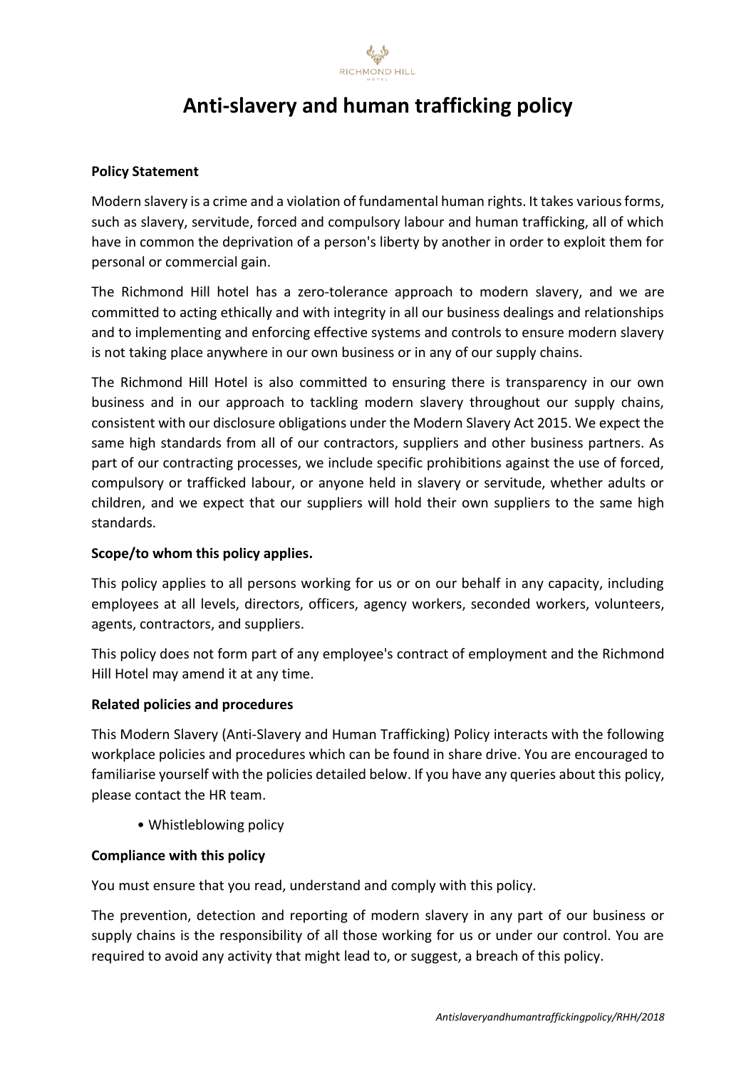# Anti-slavery and human trafficking policy

**Policy Statement**

Modern slavery is a crime and a violation of fundamental human rights. It takes various forms, such as slavery, servitude, forced and compulsory labour and human trafficking, all of which have in common the deprivation of a person's liberty by another in order to exploit them for personal or commercial gain.

The Richmond Hill hotel has a zero-tolerance approach to modern slavery, and we are committed to acting ethically and with integrity in all our business dealings and relationships and to implementing and enforcing effective systems and controls to ensure modern slavery is not taking place anywhere in our own business or in any of our supply chains.

The Richmond Hill Hotel is also committed to ensuring there is transparency in our own business and in our approach to tackling modern slavery throughout our supply chains, consistent with our disclosure obligations under the Modern Slavery Act 2015. We expect the same high standards from all of our contractors, suppliers and other business partners. As part of our contracting processes, we include specific prohibitions against the use of forced, compulsory or trafficked labour, or anyone held in slavery or servitude, whether adults or children, and we expect that our suppliers will hold their own suppliers to the same high standards.

**Scope/to whom this policy applies.**

This policy applies to all persons working for us or on our behalf in any capacity, including employees at all levels, directors, officers, agency workers, seconded workers, volunteers, agents, contractors, and suppliers.

This policy does not form part of any employee's contract of employment and the Richmond Hill Hotel may amend it at any time.

**Related policies and procedures**

This Modern Slavery (Anti-Slavery and Human Trafficking) Policy interacts with the following workplace policies and procedures which can be found in share drive. You are encouraged to familiarise yourself with the policies detailed below. If you have any queries about this policy, please contact the HR team.

- Whistleblowing policy

**Compliance with this policy**

You must ensure that you read, understand and comply with this policy.

The prevention, detection and reporting of modern slavery in any part of our business or supply chains is the responsibility of all those working for us or under our control. You are required to avoid any activity that might lead to, or suggest, a breach of this policy.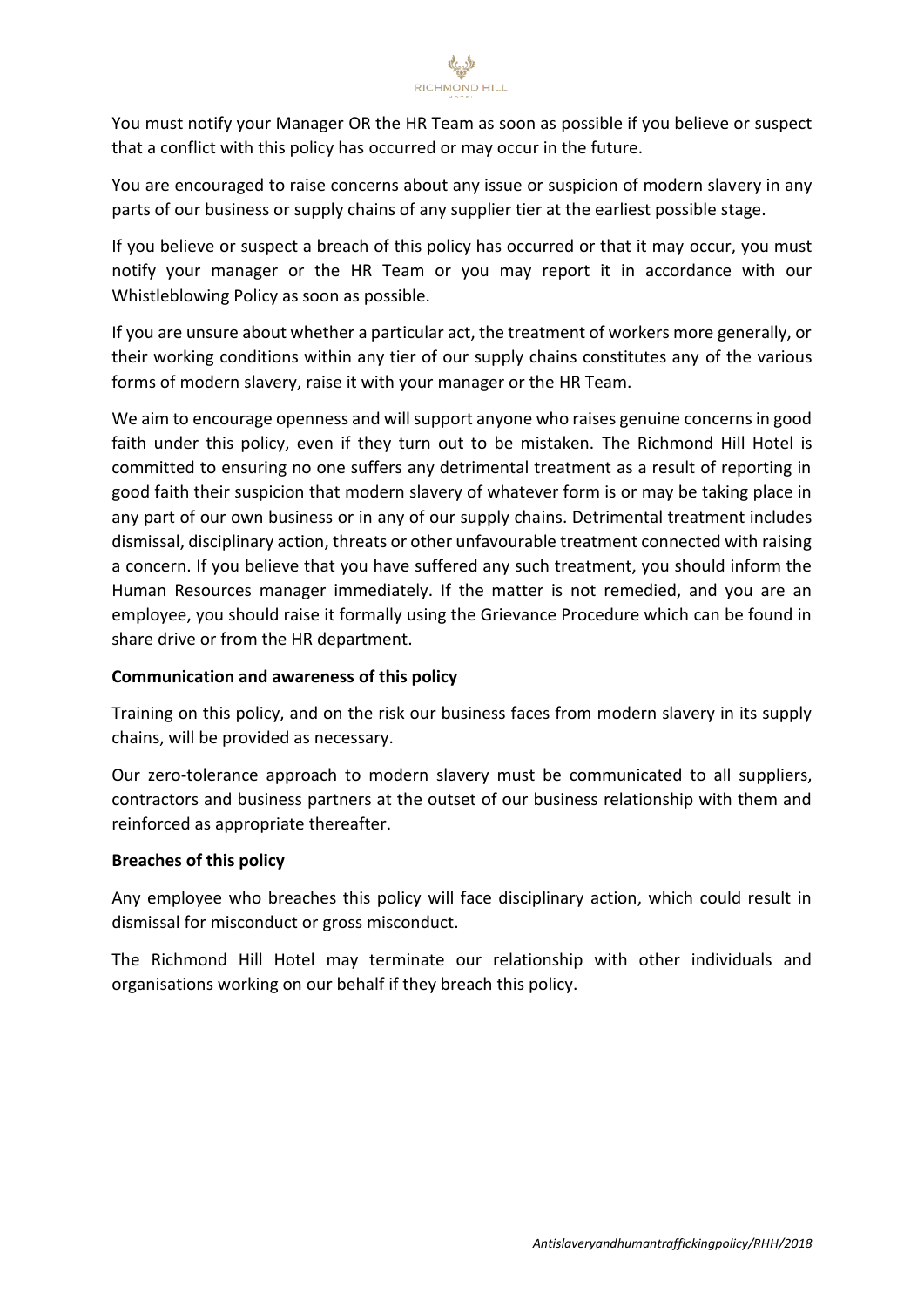You must notify your Manager OR the HR Team as soon as possible if you believe or suspect that a conflict with this policy has occurred or may occur in the future.

You are encouraged to raise concerns about any issue or suspicion of modern slavery in any parts of our business or supply chains of any supplier tier at the earliest possible stage.

If you believe or suspect a breach of this policy has occurred or that it may occur, you must notify your manager or the HR Team or you may report it in accordance with our Whistleblowing Policy as soon as possible.

If you are unsure about whether a particular act, the treatment of workers more generally, or their working conditions within any tier of our supply chains constitutes any of the various forms of modern slavery, raise it with your manager or the HR Team.

We aim to encourage openness and will support anyone who raises genuine concerns in good faith under this policy, even if they turn out to be mistaken. The Richmond Hill Hotel is committed to ensuring no one suffers any detrimental treatment as a result of reporting in good faith their suspicion that modern slavery of whatever form is or may be taking place in any part of our own business or in any of our supply chains. Detrimental treatment includes dismissal, disciplinary action, threats or other unfavourable treatment connected with raising a concern. If you believe that you have suffered any such treatment, you should inform the Human Resources manager immediately. If the matter is not remedied, and you are an employee, you should raise it formally using the Grievance Procedure which can be found in share drive or from the HR department.

**Communication and awareness of this policy**

Training on this policy, and on the risk our business faces from modern slavery in its supply chains, will be provided as necessary.

Our zero-tolerance approach to modern slavery must be communicated to all suppliers, contractors and business partners at the outset of our business relationship with them and reinforced as appropriate thereafter.

**Breaches of this policy**

Any employee who breaches this policy will face disciplinary action, which could result in dismissal for misconduct or gross misconduct.

The Richmond Hill Hotel may terminate our relationship with other individuals and organisations working on our behalf if they breach this policy.